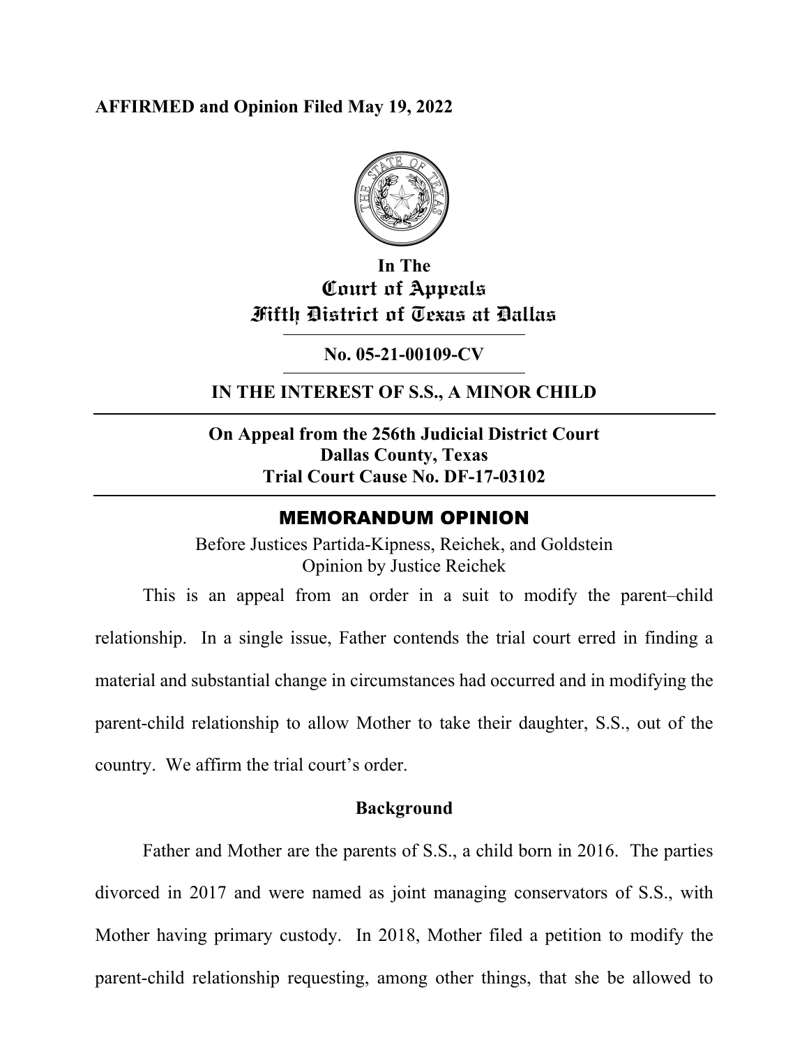**AFFIRMED and Opinion Filed May 19, 2022**

**In The**
**Court of Appeals**
**Fifth District of Texas at Dallas**

**No. 05-21-00109-CV**

**IN THE INTEREST OF S.S., A MINOR CHILD**

**On Appeal from the 256th Judicial District Court**
**Dallas County, Texas**
**Trial Court Cause No. DF-17-03102**

## MEMORANDUM OPINION

Before Justices Partida-Kipness, Reichek, and Goldstein
Opinion by Justice Reichek

This is an appeal from an order in a suit to modify the parent–child relationship. In a single issue, Father contends the trial court erred in finding a material and substantial change in circumstances had occurred and in modifying the parent-child relationship to allow Mother to take their daughter, S.S., out of the country. We affirm the trial court's order.

### Background

Father and Mother are the parents of S.S., a child born in 2016. The parties divorced in 2017 and were named as joint managing conservators of S.S., with Mother having primary custody. In 2018, Mother filed a petition to modify the parent-child relationship requesting, among other things, that she be allowed to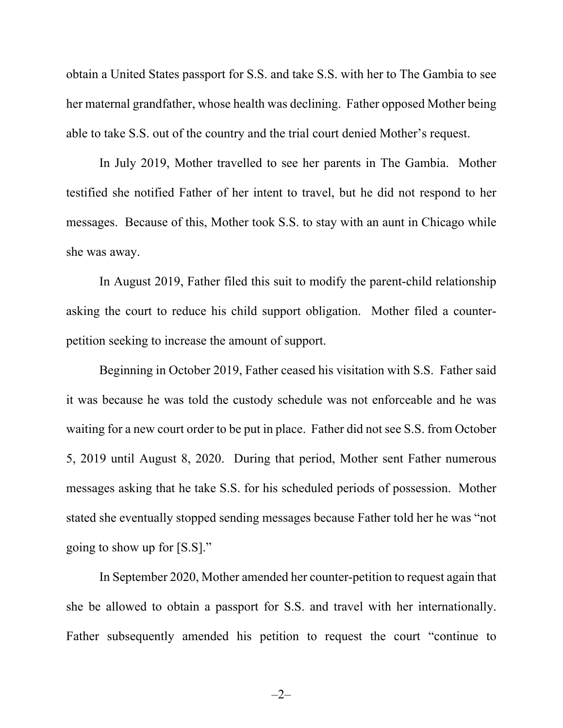obtain a United States passport for S.S. and take S.S. with her to The Gambia to see her maternal grandfather, whose health was declining. Father opposed Mother being able to take S.S. out of the country and the trial court denied Mother's request.

In July 2019, Mother travelled to see her parents in The Gambia. Mother testified she notified Father of her intent to travel, but he did not respond to her messages. Because of this, Mother took S.S. to stay with an aunt in Chicago while she was away.

In August 2019, Father filed this suit to modify the parent-child relationship asking the court to reduce his child support obligation. Mother filed a counter-petition seeking to increase the amount of support.

Beginning in October 2019, Father ceased his visitation with S.S. Father said it was because he was told the custody schedule was not enforceable and he was waiting for a new court order to be put in place. Father did not see S.S. from October 5, 2019 until August 8, 2020. During that period, Mother sent Father numerous messages asking that he take S.S. for his scheduled periods of possession. Mother stated she eventually stopped sending messages because Father told her he was "not going to show up for [S.S]."

In September 2020, Mother amended her counter-petition to request again that she be allowed to obtain a passport for S.S. and travel with her internationally. Father subsequently amended his petition to request the court "continue to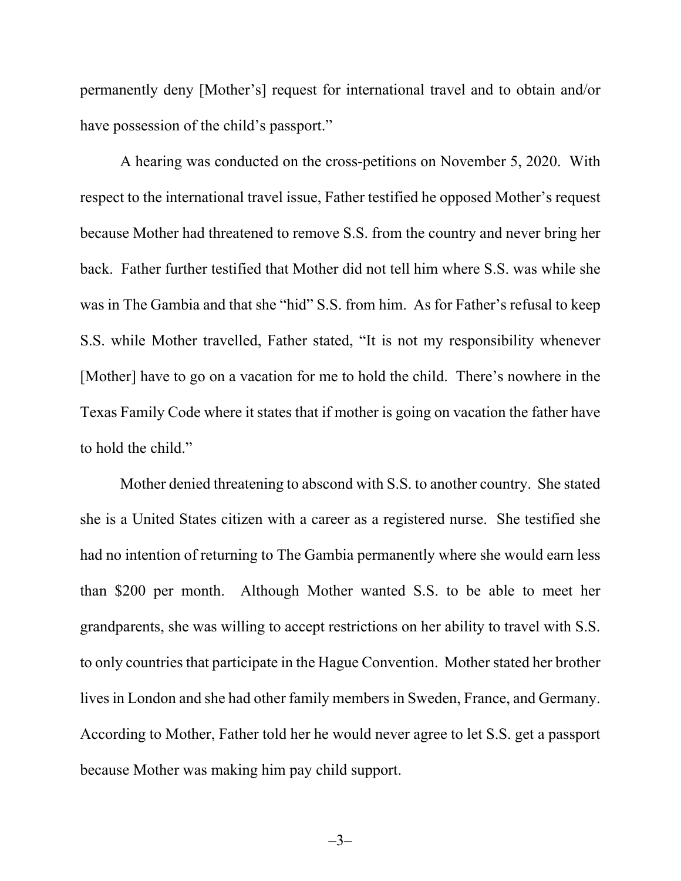permanently deny [Mother's] request for international travel and to obtain and/or have possession of the child's passport."

A hearing was conducted on the cross-petitions on November 5, 2020. With respect to the international travel issue, Father testified he opposed Mother's request because Mother had threatened to remove S.S. from the country and never bring her back. Father further testified that Mother did not tell him where S.S. was while she was in The Gambia and that she "hid" S.S. from him. As for Father's refusal to keep S.S. while Mother travelled, Father stated, "It is not my responsibility whenever [Mother] have to go on a vacation for me to hold the child. There's nowhere in the Texas Family Code where it states that if mother is going on vacation the father have to hold the child."

Mother denied threatening to abscond with S.S. to another country. She stated she is a United States citizen with a career as a registered nurse. She testified she had no intention of returning to The Gambia permanently where she would earn less than $200 per month. Although Mother wanted S.S. to be able to meet her grandparents, she was willing to accept restrictions on her ability to travel with S.S. to only countries that participate in the Hague Convention. Mother stated her brother lives in London and she had other family members in Sweden, France, and Germany. According to Mother, Father told her he would never agree to let S.S. get a passport because Mother was making him pay child support.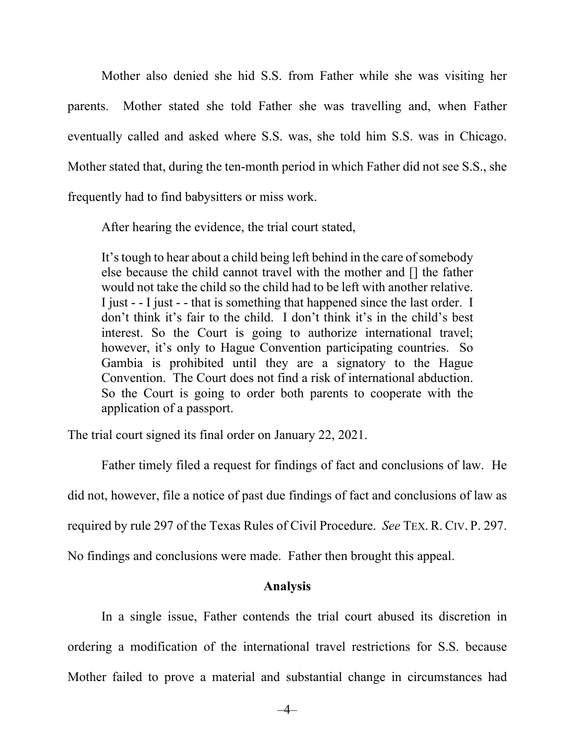Mother also denied she hid S.S. from Father while she was visiting her parents. Mother stated she told Father she was travelling and, when Father eventually called and asked where S.S. was, she told him S.S. was in Chicago. Mother stated that, during the ten-month period in which Father did not see S.S., she frequently had to find babysitters or miss work.

After hearing the evidence, the trial court stated,

> It's tough to hear about a child being left behind in the care of somebody else because the child cannot travel with the mother and [] the father would not take the child so the child had to be left with another relative. I just - - I just - - that is something that happened since the last order. I don't think it's fair to the child. I don't think it's in the child's best interest. So the Court is going to authorize international travel; however, it's only to Hague Convention participating countries. So Gambia is prohibited until they are a signatory to the Hague Convention. The Court does not find a risk of international abduction. So the Court is going to order both parents to cooperate with the application of a passport.

The trial court signed its final order on January 22, 2021.

Father timely filed a request for findings of fact and conclusions of law. He did not, however, file a notice of past due findings of fact and conclusions of law as required by rule 297 of the Texas Rules of Civil Procedure. *See* TEX. R. CIV. P. 297. No findings and conclusions were made. Father then brought this appeal.

**Analysis**

In a single issue, Father contends the trial court abused its discretion in ordering a modification of the international travel restrictions for S.S. because Mother failed to prove a material and substantial change in circumstances had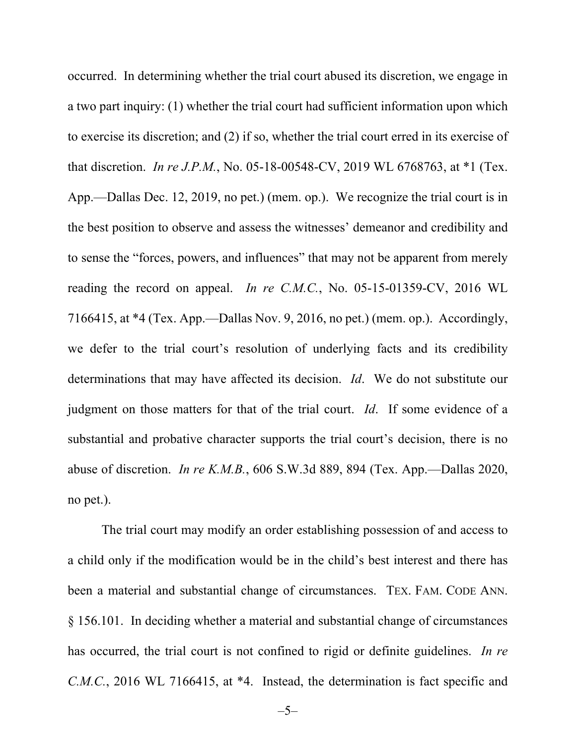occurred. In determining whether the trial court abused its discretion, we engage in a two part inquiry: (1) whether the trial court had sufficient information upon which to exercise its discretion; and (2) if so, whether the trial court erred in its exercise of that discretion. *In re J.P.M.*, No. 05-18-00548-CV, 2019 WL 6768763, at *1 (Tex. App.—Dallas Dec. 12, 2019, no pet.) (mem. op.). We recognize the trial court is in the best position to observe and assess the witnesses' demeanor and credibility and to sense the "forces, powers, and influences" that may not be apparent from merely reading the record on appeal. *In re C.M.C.*, No. 05-15-01359-CV, 2016 WL 7166415, at *4 (Tex. App.—Dallas Nov. 9, 2016, no pet.) (mem. op.). Accordingly, we defer to the trial court's resolution of underlying facts and its credibility determinations that may have affected its decision. *Id*. We do not substitute our judgment on those matters for that of the trial court. *Id*. If some evidence of a substantial and probative character supports the trial court's decision, there is no abuse of discretion. *In re K.M.B.*, 606 S.W.3d 889, 894 (Tex. App.—Dallas 2020, no pet.).

The trial court may modify an order establishing possession of and access to a child only if the modification would be in the child's best interest and there has been a material and substantial change of circumstances. TEX. FAM. CODE ANN. § 156.101. In deciding whether a material and substantial change of circumstances has occurred, the trial court is not confined to rigid or definite guidelines. *In re C.M.C.*, 2016 WL 7166415, at *4. Instead, the determination is fact specific and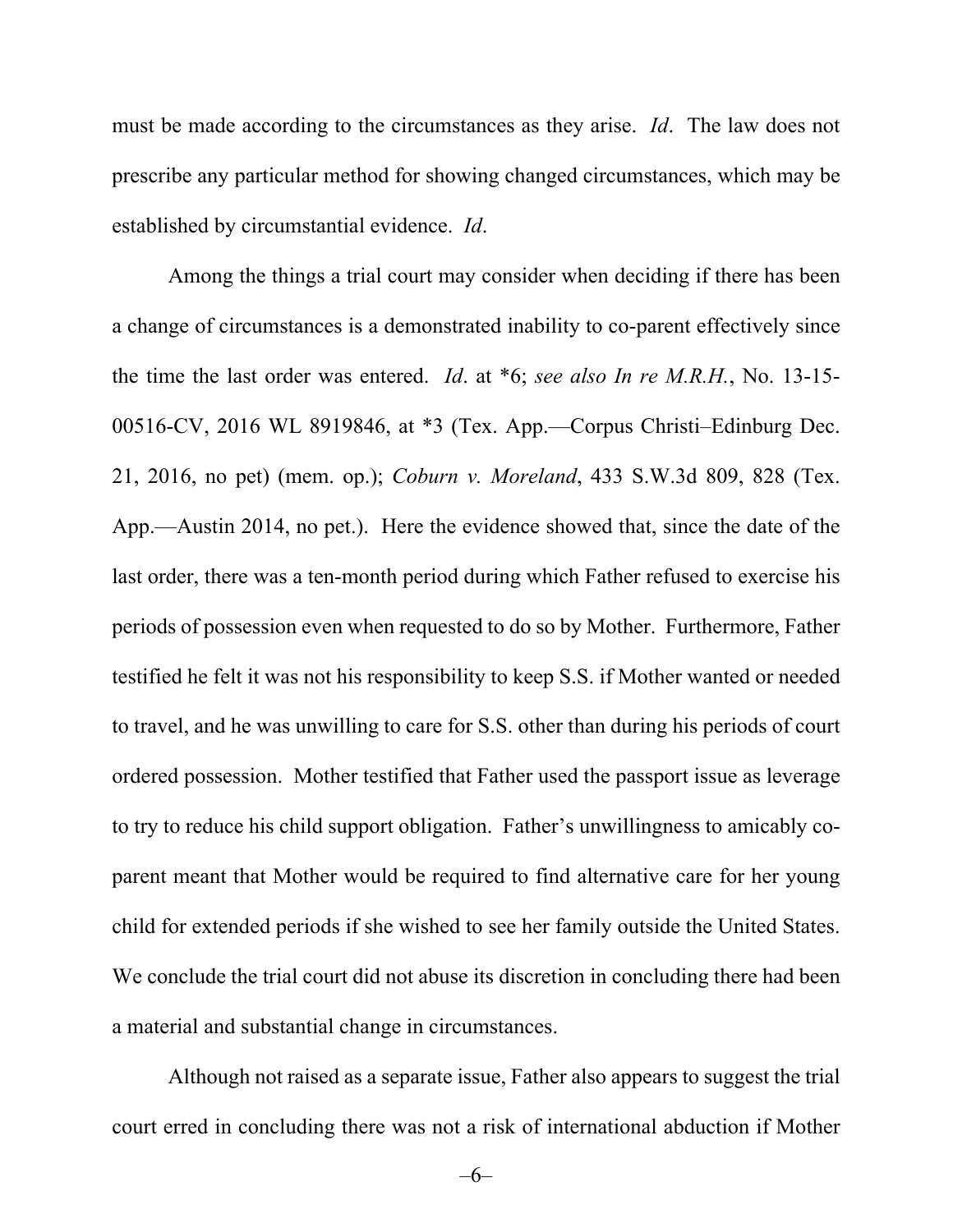must be made according to the circumstances as they arise. *Id*. The law does not prescribe any particular method for showing changed circumstances, which may be established by circumstantial evidence. *Id*.

Among the things a trial court may consider when deciding if there has been a change of circumstances is a demonstrated inability to co-parent effectively since the time the last order was entered. *Id*. at *6; *see also In re M.R.H.*, No. 13-15-00516-CV, 2016 WL 8919846, at *3 (Tex. App.—Corpus Christi–Edinburg Dec. 21, 2016, no pet) (mem. op.); *Coburn v. Moreland*, 433 S.W.3d 809, 828 (Tex. App.—Austin 2014, no pet.). Here the evidence showed that, since the date of the last order, there was a ten-month period during which Father refused to exercise his periods of possession even when requested to do so by Mother. Furthermore, Father testified he felt it was not his responsibility to keep S.S. if Mother wanted or needed to travel, and he was unwilling to care for S.S. other than during his periods of court ordered possession. Mother testified that Father used the passport issue as leverage to try to reduce his child support obligation. Father's unwillingness to amicably co-parent meant that Mother would be required to find alternative care for her young child for extended periods if she wished to see her family outside the United States. We conclude the trial court did not abuse its discretion in concluding there had been a material and substantial change in circumstances.

Although not raised as a separate issue, Father also appears to suggest the trial court erred in concluding there was not a risk of international abduction if Mother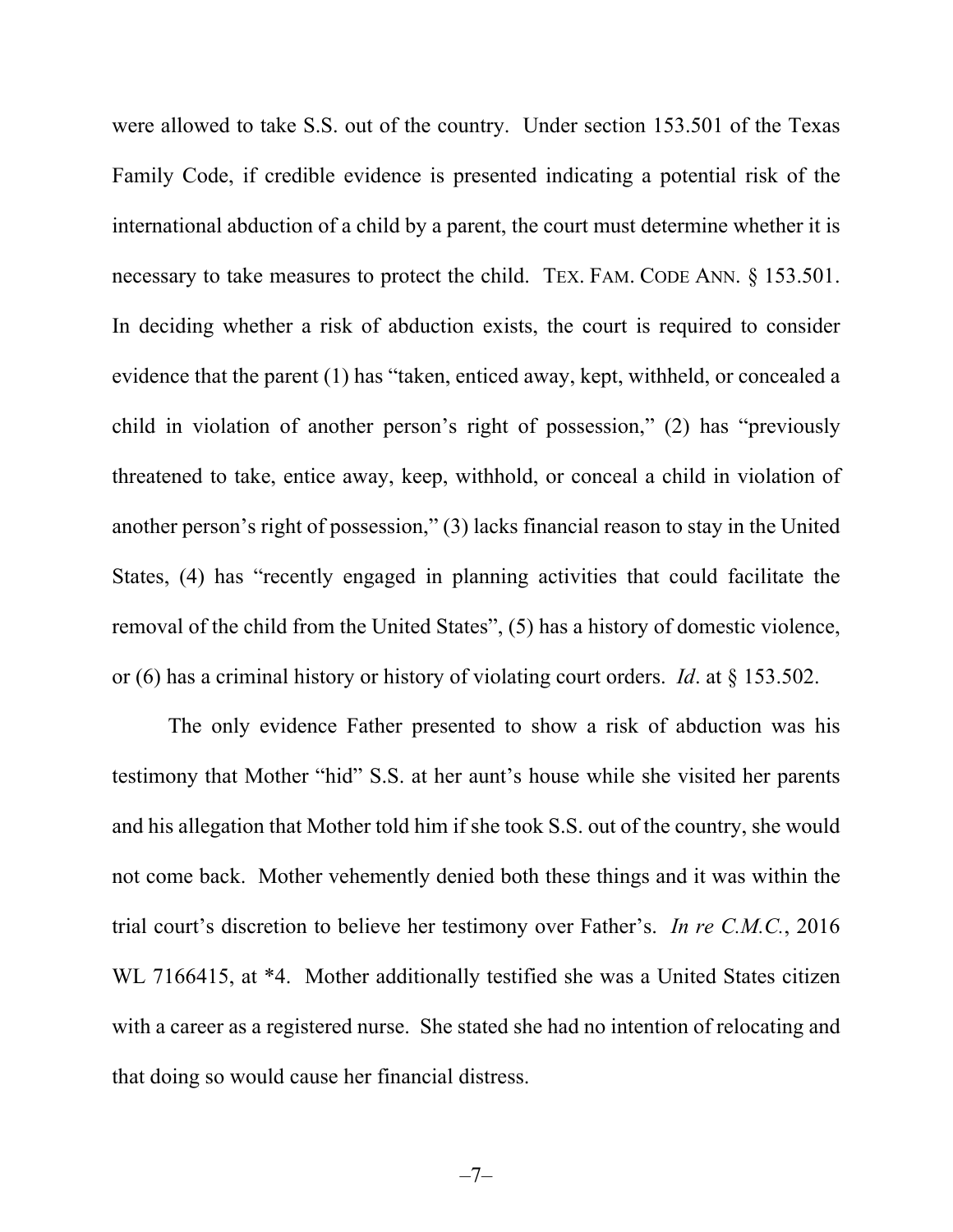were allowed to take S.S. out of the country. Under section 153.501 of the Texas Family Code, if credible evidence is presented indicating a potential risk of the international abduction of a child by a parent, the court must determine whether it is necessary to take measures to protect the child. TEX. FAM. CODE ANN. § 153.501. In deciding whether a risk of abduction exists, the court is required to consider evidence that the parent (1) has "taken, enticed away, kept, withheld, or concealed a child in violation of another person's right of possession," (2) has "previously threatened to take, entice away, keep, withhold, or conceal a child in violation of another person's right of possession," (3) lacks financial reason to stay in the United States, (4) has "recently engaged in planning activities that could facilitate the removal of the child from the United States", (5) has a history of domestic violence, or (6) has a criminal history or history of violating court orders. *Id*. at § 153.502.

The only evidence Father presented to show a risk of abduction was his testimony that Mother "hid" S.S. at her aunt's house while she visited her parents and his allegation that Mother told him if she took S.S. out of the country, she would not come back. Mother vehemently denied both these things and it was within the trial court's discretion to believe her testimony over Father's. *In re C.M.C.*, 2016 WL 7166415, at *4. Mother additionally testified she was a United States citizen with a career as a registered nurse. She stated she had no intention of relocating and that doing so would cause her financial distress.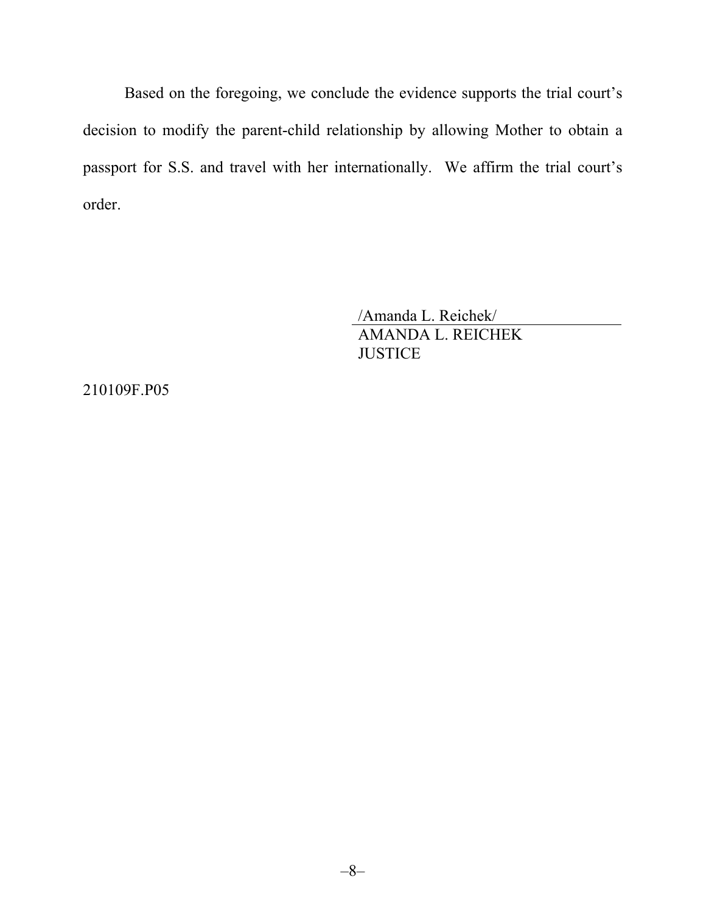Based on the foregoing, we conclude the evidence supports the trial court's decision to modify the parent-child relationship by allowing Mother to obtain a passport for S.S. and travel with her internationally. We affirm the trial court's order.

/Amanda L. Reichek/
AMANDA L. REICHEK
JUSTICE

210109F.P05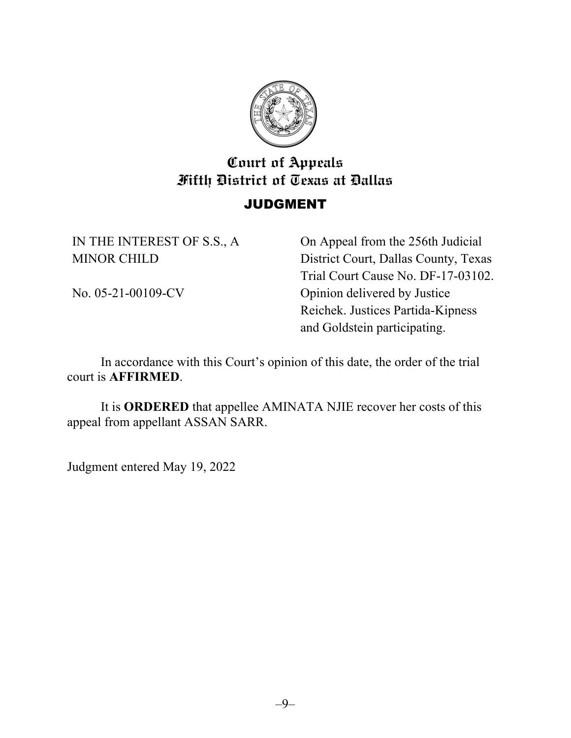# Court of Appeals
## Fifth District of Texas at Dallas

## JUDGMENT

IN THE INTEREST OF S.S., A MINOR CHILD

No. 05-21-00109-CV

On Appeal from the 256th Judicial District Court, Dallas County, Texas
Trial Court Cause No. DF-17-03102.
Opinion delivered by Justice Reichek. Justices Partida-Kipness and Goldstein participating.

In accordance with this Court's opinion of this date, the order of the trial court is **AFFIRMED**.

It is **ORDERED** that appellee AMINATA NJIE recover her costs of this appeal from appellant ASSAN SARR.

Judgment entered May 19, 2022